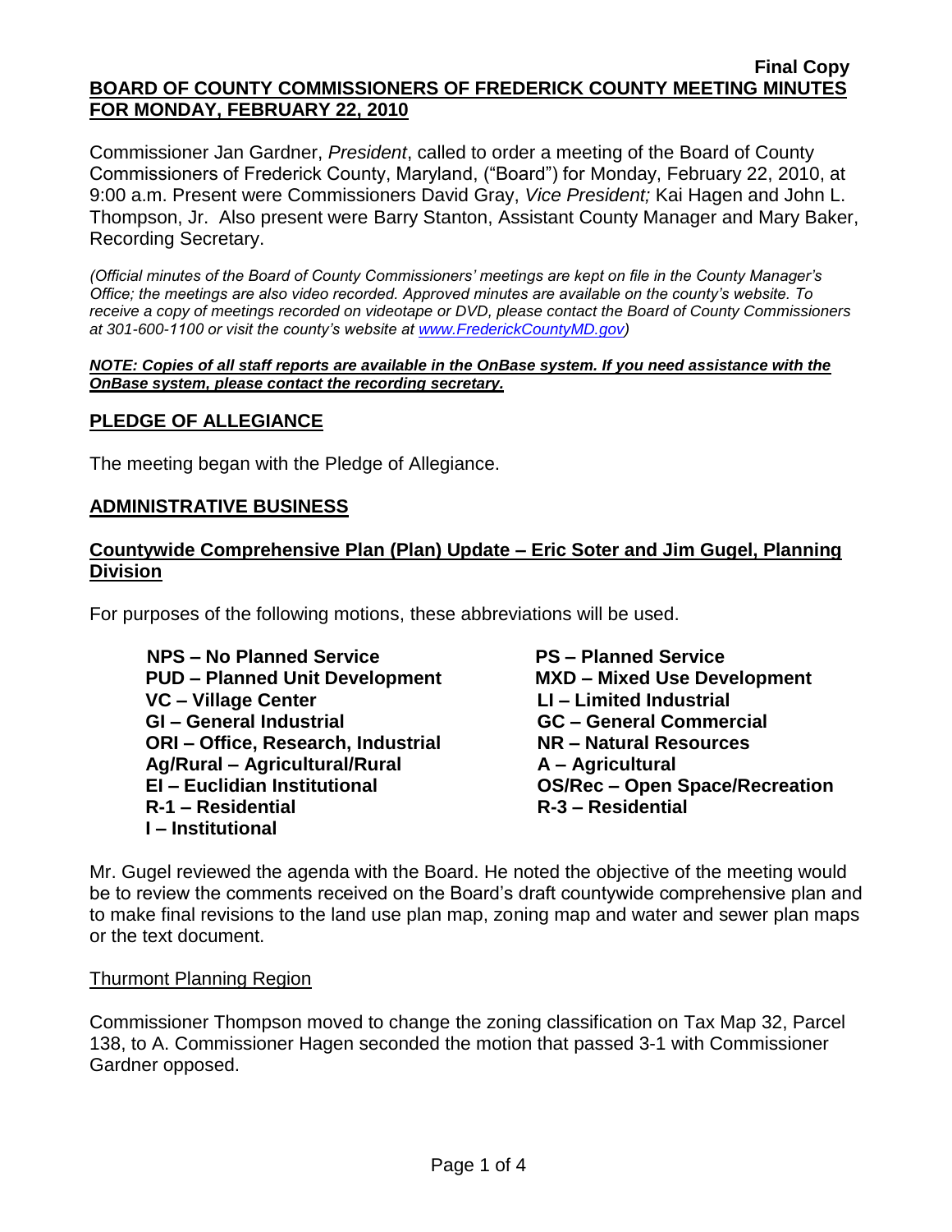**Final Copy**

**BOARD OF COUNTY COMMISSIONERS OF FREDERICK COUNTY MEETING MINUTES FOR MONDAY, FEBRUARY 22, 2010**

Commissioner Jan Gardner, *President*, called to order a meeting of the Board of County Commissioners of Frederick County, Maryland, ("Board") for Monday, February 22, 2010, at 9:00 a.m. Present were Commissioners David Gray, *Vice President;* Kai Hagen and John L. Thompson, Jr. Also present were Barry Stanton, Assistant County Manager and Mary Baker, Recording Secretary.

*(Official minutes of the Board of County Commissioners' meetings are kept on file in the County Manager's Office; the meetings are also video recorded. Approved minutes are available on the county's website. To receive a copy of meetings recorded on videotape or DVD, please contact the Board of County Commissioners at 301-600-1100 or visit the county's website at www.FrederickCountyMD.gov)*

***NOTE: Copies of all staff reports are available in the OnBase system. If you need assistance with the OnBase system, please contact the recording secretary.***

## PLEDGE OF ALLEGIANCE

The meeting began with the Pledge of Allegiance.

## ADMINISTRATIVE BUSINESS

### Countywide Comprehensive Plan (Plan) Update – Eric Soter and Jim Gugel, Planning Division

For purposes of the following motions, these abbreviations will be used.

**NPS – No Planned Service**
**PUD – Planned Unit Development**
**VC – Village Center**
**GI – General Industrial**
**ORI – Office, Research, Industrial**
**Ag/Rural – Agricultural/Rural**
**EI – Euclidian Institutional**
**R-1 – Residential**
**I – Institutional**
**PS – Planned Service**
**MXD – Mixed Use Development**
**LI – Limited Industrial**
**GC – General Commercial**
**NR – Natural Resources**
**A – Agricultural**
**OS/Rec – Open Space/Recreation**
**R-3 – Residential**

Mr. Gugel reviewed the agenda with the Board. He noted the objective of the meeting would be to review the comments received on the Board's draft countywide comprehensive plan and to make final revisions to the land use plan map, zoning map and water and sewer plan maps or the text document.

Thurmont Planning Region

Commissioner Thompson moved to change the zoning classification on Tax Map 32, Parcel 138, to A. Commissioner Hagen seconded the motion that passed 3-1 with Commissioner Gardner opposed.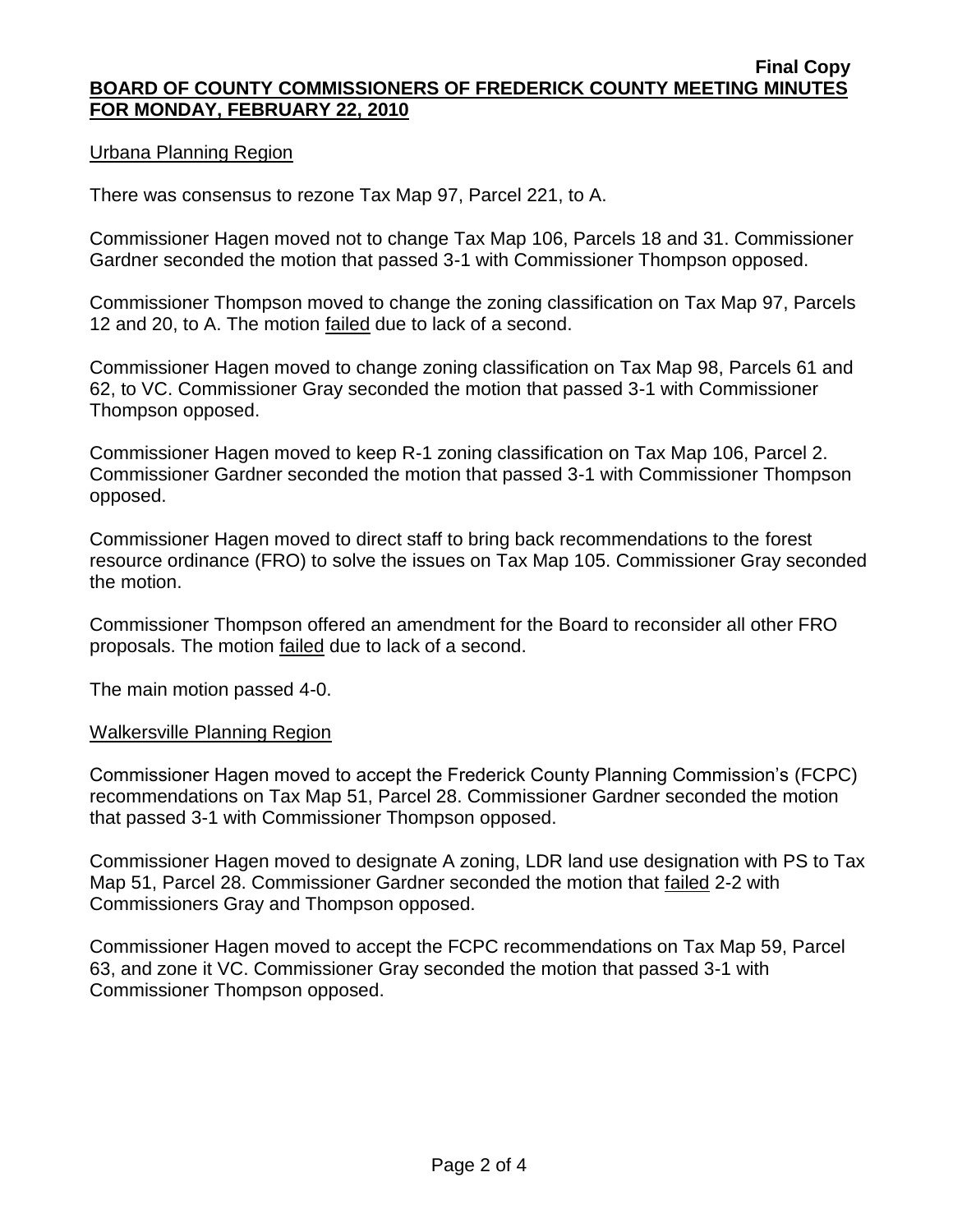Urbana Planning Region

There was consensus to rezone Tax Map 97, Parcel 221, to A.

Commissioner Hagen moved not to change Tax Map 106, Parcels 18 and 31. Commissioner Gardner seconded the motion that passed 3-1 with Commissioner Thompson opposed.

Commissioner Thompson moved to change the zoning classification on Tax Map 97, Parcels 12 and 20, to A. The motion failed due to lack of a second.

Commissioner Hagen moved to change zoning classification on Tax Map 98, Parcels 61 and 62, to VC. Commissioner Gray seconded the motion that passed 3-1 with Commissioner Thompson opposed.

Commissioner Hagen moved to keep R-1 zoning classification on Tax Map 106, Parcel 2. Commissioner Gardner seconded the motion that passed 3-1 with Commissioner Thompson opposed.

Commissioner Hagen moved to direct staff to bring back recommendations to the forest resource ordinance (FRO) to solve the issues on Tax Map 105. Commissioner Gray seconded the motion.

Commissioner Thompson offered an amendment for the Board to reconsider all other FRO proposals. The motion failed due to lack of a second.

The main motion passed 4-0.

Walkersville Planning Region

Commissioner Hagen moved to accept the Frederick County Planning Commission's (FCPC) recommendations on Tax Map 51, Parcel 28. Commissioner Gardner seconded the motion that passed 3-1 with Commissioner Thompson opposed.

Commissioner Hagen moved to designate A zoning, LDR land use designation with PS to Tax Map 51, Parcel 28. Commissioner Gardner seconded the motion that failed 2-2 with Commissioners Gray and Thompson opposed.

Commissioner Hagen moved to accept the FCPC recommendations on Tax Map 59, Parcel 63, and zone it VC. Commissioner Gray seconded the motion that passed 3-1 with Commissioner Thompson opposed.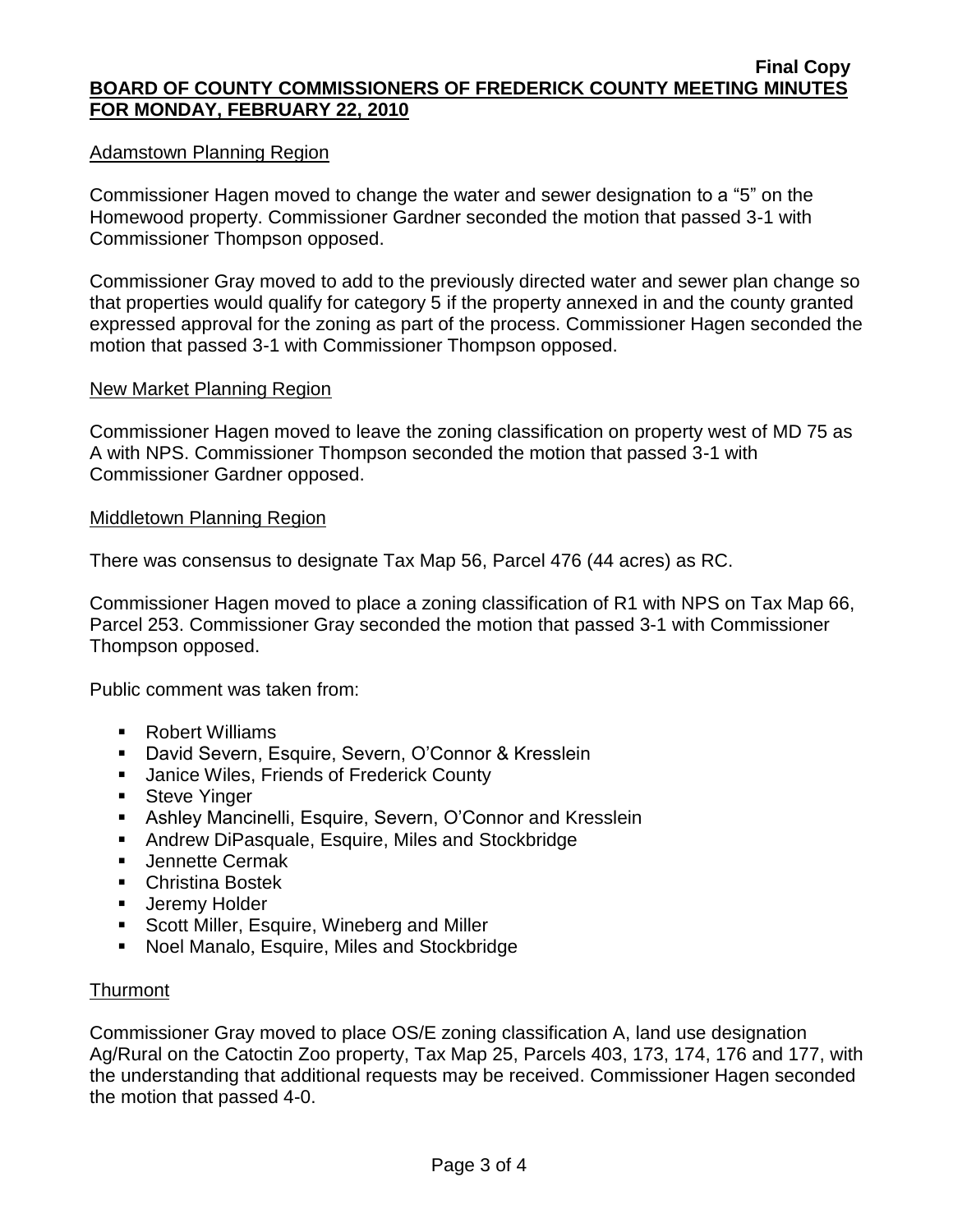Adamstown Planning Region

Commissioner Hagen moved to change the water and sewer designation to a "5" on the Homewood property. Commissioner Gardner seconded the motion that passed 3-1 with Commissioner Thompson opposed.

Commissioner Gray moved to add to the previously directed water and sewer plan change so that properties would qualify for category 5 if the property annexed in and the county granted expressed approval for the zoning as part of the process. Commissioner Hagen seconded the motion that passed 3-1 with Commissioner Thompson opposed.

New Market Planning Region

Commissioner Hagen moved to leave the zoning classification on property west of MD 75 as A with NPS. Commissioner Thompson seconded the motion that passed 3-1 with Commissioner Gardner opposed.

Middletown Planning Region

There was consensus to designate Tax Map 56, Parcel 476 (44 acres) as RC.

Commissioner Hagen moved to place a zoning classification of R1 with NPS on Tax Map 66, Parcel 253. Commissioner Gray seconded the motion that passed 3-1 with Commissioner Thompson opposed.

Public comment was taken from:

- Robert Williams
- David Severn, Esquire, Severn, O'Connor & Kresslein
- Janice Wiles, Friends of Frederick County
- Steve Yinger
- Ashley Mancinelli, Esquire, Severn, O'Connor and Kresslein
- Andrew DiPasquale, Esquire, Miles and Stockbridge
- Jennette Cermak
- Christina Bostek
- Jeremy Holder
- Scott Miller, Esquire, Wineberg and Miller
- Noel Manalo, Esquire, Miles and Stockbridge

Thurmont

Commissioner Gray moved to place OS/E zoning classification A, land use designation Ag/Rural on the Catoctin Zoo property, Tax Map 25, Parcels 403, 173, 174, 176 and 177, with the understanding that additional requests may be received. Commissioner Hagen seconded the motion that passed 4-0.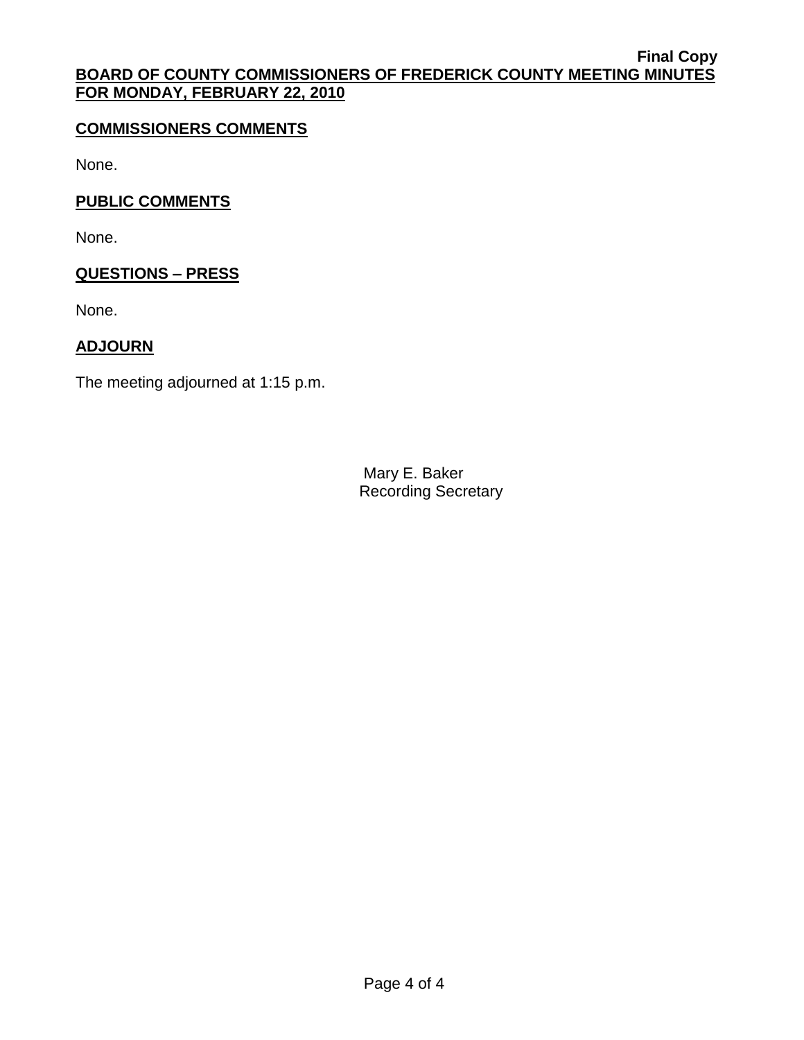**Final Copy**

**BOARD OF COUNTY COMMISSIONERS OF FREDERICK COUNTY MEETING MINUTES FOR MONDAY, FEBRUARY 22, 2010**

## COMMISSIONERS COMMENTS

None.

## PUBLIC COMMENTS

None.

## QUESTIONS – PRESS

None.

## ADJOURN

The meeting adjourned at 1:15 p.m.

Mary E. Baker
Recording Secretary